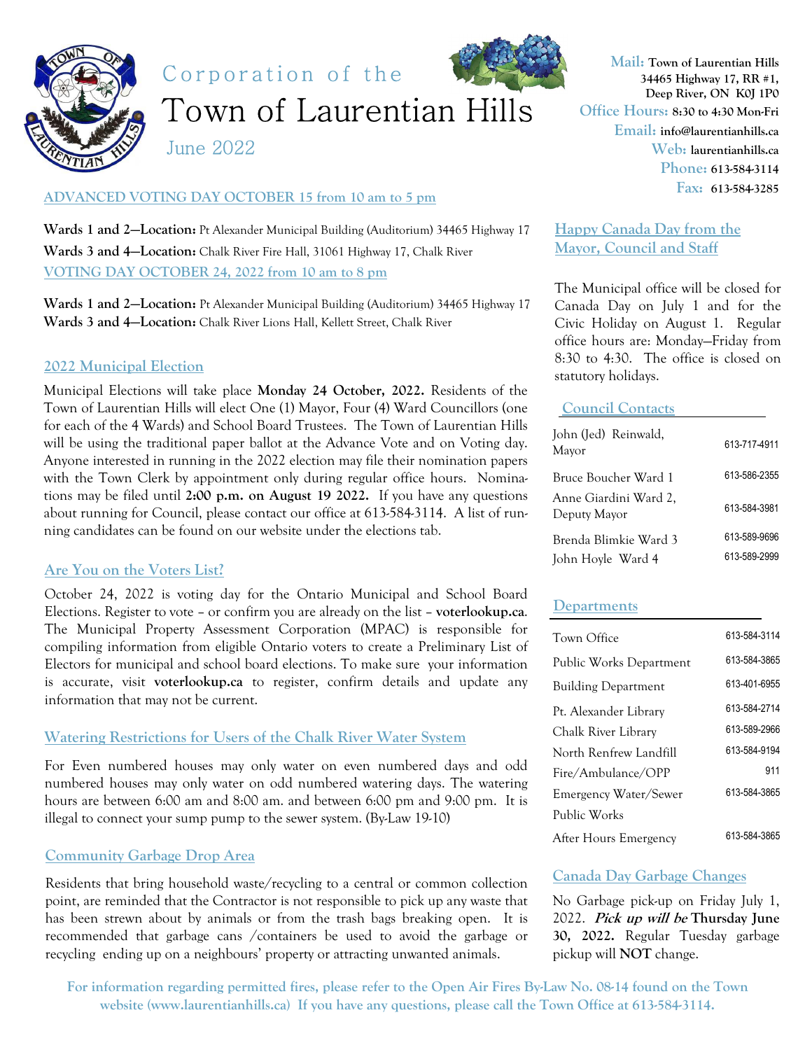# Corporation of the Town of Laurentian Hills

June 2022

**Mail:** Town of Laurentian Hills
34465 Highway 17, RR #1,
Deep River, ON K0J 1P0
**Office Hours:** 8:30 to 4:30 Mon-Fri
**Email:** info@laurentianhills.ca
**Web:** laurentianhills.ca
**Phone:** 613-584-3114
**Fax:** 613-584-3285

## ADVANCED VOTING DAY OCTOBER 15 from 10 am to 5 pm

**Wards 1 and 2—Location:** Pt Alexander Municipal Building (Auditorium) 34465 Highway 17
**Wards 3 and 4—Location:** Chalk River Fire Hall, 31061 Highway 17, Chalk River

## VOTING DAY OCTOBER 24, 2022 from 10 am to 8 pm

**Wards 1 and 2—Location:** Pt Alexander Municipal Building (Auditorium) 34465 Highway 17
**Wards 3 and 4—Location:** Chalk River Lions Hall, Kellett Street, Chalk River

## 2022 Municipal Election

Municipal Elections will take place **Monday 24 October, 2022.** Residents of the Town of Laurentian Hills will elect One (1) Mayor, Four (4) Ward Councillors (one for each of the 4 Wards) and School Board Trustees. The Town of Laurentian Hills will be using the traditional paper ballot at the Advance Vote and on Voting day. Anyone interested in running in the 2022 election may file their nomination papers with the Town Clerk by appointment only during regular office hours. Nominations may be filed until **2:00 p.m. on August 19 2022.** If you have any questions about running for Council, please contact our office at 613-584-3114. A list of running candidates can be found on our website under the elections tab.

## Are You on the Voters List?

October 24, 2022 is voting day for the Ontario Municipal and School Board Elections. Register to vote – or confirm you are already on the list – **voterlookup.ca**. The Municipal Property Assessment Corporation (MPAC) is responsible for compiling information from eligible Ontario voters to create a Preliminary List of Electors for municipal and school board elections. To make sure your information is accurate, visit **voterlookup.ca** to register, confirm details and update any information that may not be current.

## Watering Restrictions for Users of the Chalk River Water System

For Even numbered houses may only water on even numbered days and odd numbered houses may only water on odd numbered watering days. The watering hours are between 6:00 am and 8:00 am. and between 6:00 pm and 9:00 pm. It is illegal to connect your sump pump to the sewer system. (By-Law 19-10)

## Community Garbage Drop Area

Residents that bring household waste/recycling to a central or common collection point, are reminded that the Contractor is not responsible to pick up any waste that has been strewn about by animals or from the trash bags breaking open. It is recommended that garbage cans /containers be used to avoid the garbage or recycling ending up on a neighbours' property or attracting unwanted animals.

## Happy Canada Day from the Mayor, Council and Staff

The Municipal office will be closed for Canada Day on July 1 and for the Civic Holiday on August 1. Regular office hours are: Monday—Friday from 8:30 to 4:30. The office is closed on statutory holidays.

## Council Contacts

| | |
|---|---|
| John (Jed) Reinwald, Mayor | 613-717-4911 |
| Bruce Boucher Ward 1 | 613-586-2355 |
| Anne Giardini Ward 2, Deputy Mayor | 613-584-3981 |
| Brenda Blimkie Ward 3 | 613-589-9696 |
| John Hoyle Ward 4 | 613-589-2999 |

## Departments

| | |
|---|---|
| Town Office | 613-584-3114 |
| Public Works Department | 613-584-3865 |
| Building Department | 613-401-6955 |
| Pt. Alexander Library | 613-584-2714 |
| Chalk River Library | 613-589-2966 |
| North Renfrew Landfill | 613-584-9194 |
| Fire/Ambulance/OPP | 911 |
| Emergency Water/Sewer Public Works | 613-584-3865 |
| After Hours Emergency | 613-584-3865 |

## Canada Day Garbage Changes

No Garbage pick-up on Friday July 1, 2022. ***Pick up will be* Thursday June 30, 2022.** Regular Tuesday garbage pickup will **NOT** change.

**For information regarding permitted fires, please refer to the Open Air Fires By-Law No. 08-14 found on the Town website (www.laurentianhills.ca) If you have any questions, please call the Town Office at 613-584-3114.**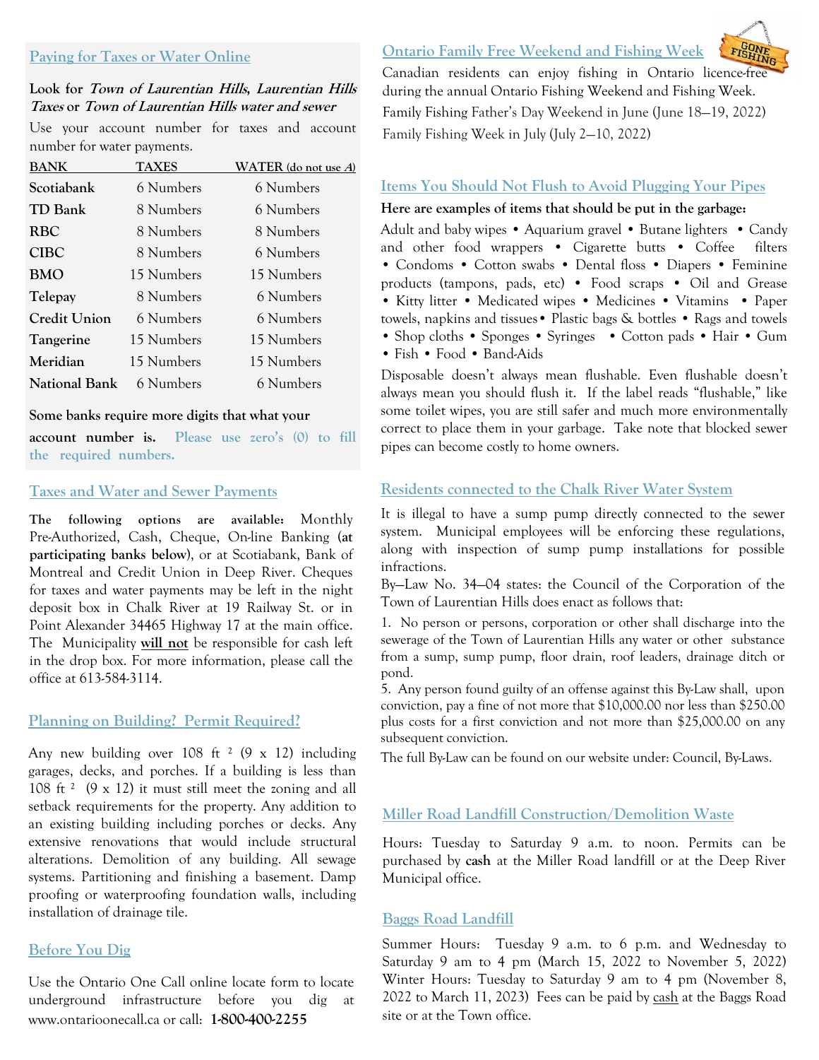## Paying for Taxes or Water Online

**Look for *Town of Laurentian Hills, Laurentian Hills Taxes* or *Town of Laurentian Hills water and sewer***

Use your account number for taxes and account number for water payments.

| BANK | TAXES | WATER (do not use *A*) |
|---|---|---|
| **Scotiabank** | 6 Numbers | 6 Numbers |
| **TD Bank** | 8 Numbers | 6 Numbers |
| **RBC** | 8 Numbers | 8 Numbers |
| **CIBC** | 8 Numbers | 6 Numbers |
| **BMO** | 15 Numbers | 15 Numbers |
| **Telepay** | 8 Numbers | 6 Numbers |
| **Credit Union** | 6 Numbers | 6 Numbers |
| **Tangerine** | 15 Numbers | 15 Numbers |
| **Meridian** | 15 Numbers | 15 Numbers |
| **National Bank** | 6 Numbers | 6 Numbers |

**Some banks require more digits that what your account number is.** Please use zero's (0) to fill the required numbers.

## Taxes and Water and Sewer Payments

**The following options are available:** Monthly Pre-Authorized, Cash, Cheque, On-line Banking (**at participating banks below**), or at Scotiabank, Bank of Montreal and Credit Union in Deep River. Cheques for taxes and water payments may be left in the night deposit box in Chalk River at 19 Railway St. or in Point Alexander 34465 Highway 17 at the main office. The Municipality **will not** be responsible for cash left in the drop box. For more information, please call the office at 613-584-3114.

## Planning on Building? Permit Required?

Any new building over 108 ft $^2$ (9 x 12) including garages, decks, and porches. If a building is less than 108 ft $^2$ (9 x 12) it must still meet the zoning and all setback requirements for the property. Any addition to an existing building including porches or decks. Any extensive renovations that would include structural alterations. Demolition of any building. All sewage systems. Partitioning and finishing a basement. Damp proofing or waterproofing foundation walls, including installation of drainage tile.

## Before You Dig

Use the Ontario One Call online locate form to locate underground infrastructure before you dig at www.ontarioonecall.ca or call: **1-800-400-2255**

## Ontario Family Free Weekend and Fishing Week

Canadian residents can enjoy fishing in Ontario licence-free during the annual Ontario Fishing Weekend and Fishing Week.

Family Fishing Father's Day Weekend in June (June 18—19, 2022)

Family Fishing Week in July (July 2—10, 2022)

## Items You Should Not Flush to Avoid Plugging Your Pipes

**Here are examples of items that should be put in the garbage:**

Adult and baby wipes • Aquarium gravel • Butane lighters • Candy and other food wrappers • Cigarette butts • Coffee filters • Condoms • Cotton swabs • Dental floss • Diapers • Feminine products (tampons, pads, etc) • Food scraps • Oil and Grease • Kitty litter • Medicated wipes • Medicines • Vitamins • Paper towels, napkins and tissues • Plastic bags & bottles • Rags and towels • Shop cloths • Sponges • Syringes • Cotton pads • Hair • Gum • Fish • Food • Band-Aids

Disposable doesn't always mean flushable. Even flushable doesn't always mean you should flush it. If the label reads "flushable," like some toilet wipes, you are still safer and much more environmentally correct to place them in your garbage. Take note that blocked sewer pipes can become costly to home owners.

## Residents connected to the Chalk River Water System

It is illegal to have a sump pump directly connected to the sewer system. Municipal employees will be enforcing these regulations, along with inspection of sump pump installations for possible infractions.

By—Law No. 34—04 states: the Council of the Corporation of the Town of Laurentian Hills does enact as follows that:

1. No person or persons, corporation or other shall discharge into the sewerage of the Town of Laurentian Hills any water or other substance from a sump, sump pump, floor drain, roof leaders, drainage ditch or pond.

5. Any person found guilty of an offense against this By-Law shall, upon conviction, pay a fine of not more that $10,000.00 nor less than $250.00 plus costs for a first conviction and not more than $25,000.00 on any subsequent conviction.

The full By-Law can be found on our website under: Council, By-Laws.

## Miller Road Landfill Construction/Demolition Waste

Hours: Tuesday to Saturday 9 a.m. to noon. Permits can be purchased by **cash** at the Miller Road landfill or at the Deep River Municipal office.

## Baggs Road Landfill

Summer Hours: Tuesday 9 a.m. to 6 p.m. and Wednesday to Saturday 9 am to 4 pm (March 15, 2022 to November 5, 2022) Winter Hours: Tuesday to Saturday 9 am to 4 pm (November 8, 2022 to March 11, 2023) Fees can be paid by cash at the Baggs Road site or at the Town office.